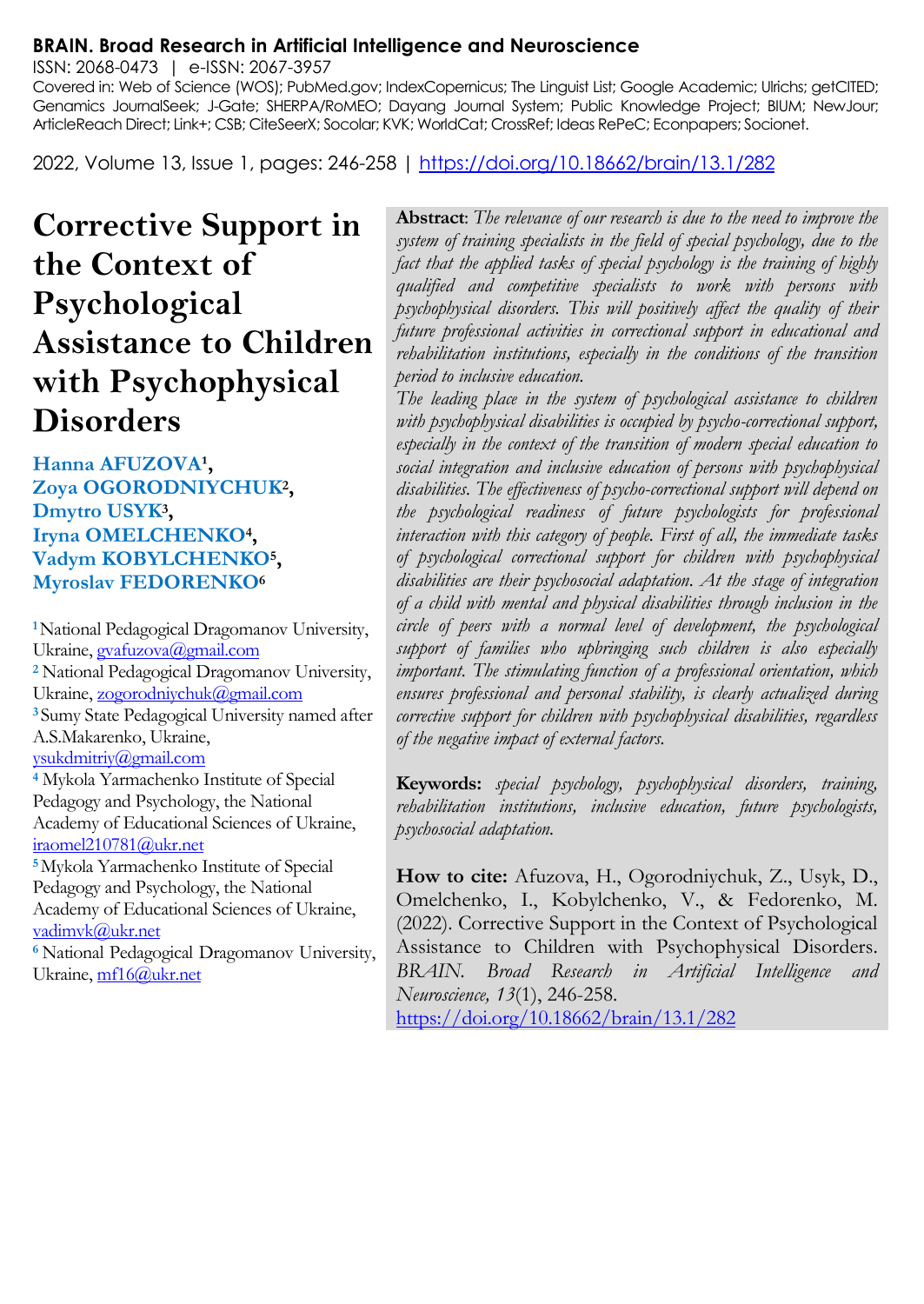**BRAIN. Broad Research in Artificial Intelligence and Neuroscience**
ISSN: 2068-0473 | e-ISSN: 2067-3957
Covered in: Web of Science (WOS); PubMed.gov; IndexCopernicus; The Linguist List; Google Academic; Ulrichs; getCITED; Genamics JournalSeek; J-Gate; SHERPA/RoMEO; Dayang Journal System; Public Knowledge Project; BIUM; NewJour; ArticleReach Direct; Link+; CSB; CiteSeerX; Socolar; KVK; WorldCat; CrossRef; Ideas RePeC; Econpapers; Socionet.

2022, Volume 13, Issue 1, pages: 246-258 | https://doi.org/10.18662/brain/13.1/282

# Corrective Support in the Context of Psychological Assistance to Children with Psychophysical Disorders

**Hanna AFUZOVA[1], Zoya OGORODNIYCHUK[2], Dmytro USYK[3], Iryna OMELCHENKO[4], Vadym KOBYLCHENKO[5], Myroslav FEDORENKO[6]**

[1] National Pedagogical Dragomanov University, Ukraine, gvafuzova@gmail.com
[2] National Pedagogical Dragomanov University, Ukraine, zogorodniychuk@gmail.com
[3] Sumy State Pedagogical University named after A.S.Makarenko, Ukraine, ysukdmitriy@gmail.com
[4] Mykola Yarmachenko Institute of Special Pedagogy and Psychology, the National Academy of Educational Sciences of Ukraine, iraomel210781@ukr.net
[5] Mykola Yarmachenko Institute of Special Pedagogy and Psychology, the National Academy of Educational Sciences of Ukraine, vadimvk@ukr.net
[6] National Pedagogical Dragomanov University, Ukraine, mf16@ukr.net

**Abstract**: *The relevance of our research is due to the need to improve the system of training specialists in the field of special psychology, due to the fact that the applied tasks of special psychology is the training of highly qualified and competitive specialists to work with persons with psychophysical disorders. This will positively affect the quality of their future professional activities in correctional support in educational and rehabilitation institutions, especially in the conditions of the transition period to inclusive education.*
*The leading place in the system of psychological assistance to children with psychophysical disabilities is occupied by psycho-correctional support, especially in the context of the transition of modern special education to social integration and inclusive education of persons with psychophysical disabilities. The effectiveness of psycho-correctional support will depend on the psychological readiness of future psychologists for professional interaction with this category of people. First of all, the immediate tasks of psychological correctional support for children with psychophysical disabilities are their psychosocial adaptation. At the stage of integration of a child with mental and physical disabilities through inclusion in the circle of peers with a normal level of development, the psychological support of families who upbringing such children is also especially important. The stimulating function of a professional orientation, which ensures professional and personal stability, is clearly actualized during corrective support for children with psychophysical disabilities, regardless of the negative impact of external factors.*

**Keywords:** *special psychology, psychophysical disorders, training, rehabilitation institutions, inclusive education, future psychologists, psychosocial adaptation.*

**How to cite:** Afuzova, H., Ogorodniychuk, Z., Usyk, D., Omelchenko, I., Kobylchenko, V., & Fedorenko, M. (2022). Corrective Support in the Context of Psychological Assistance to Children with Psychophysical Disorders. *BRAIN. Broad Research in Artificial Intelligence and Neuroscience, 13*(1), 246-258. https://doi.org/10.18662/brain/13.1/282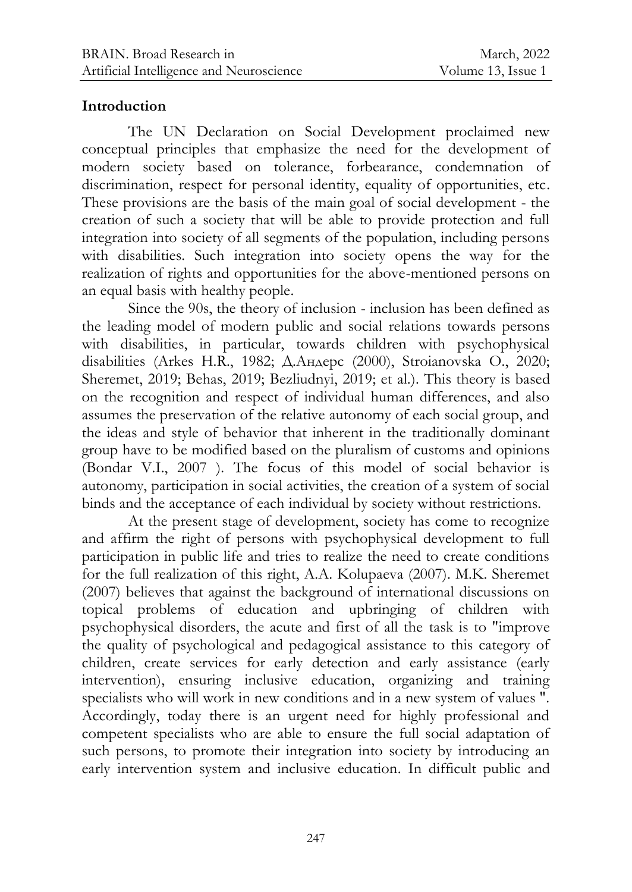## Introduction

The UN Declaration on Social Development proclaimed new conceptual principles that emphasize the need for the development of modern society based on tolerance, forbearance, condemnation of discrimination, respect for personal identity, equality of opportunities, etc. These provisions are the basis of the main goal of social development - the creation of such a society that will be able to provide protection and full integration into society of all segments of the population, including persons with disabilities. Such integration into society opens the way for the realization of rights and opportunities for the above-mentioned persons on an equal basis with healthy people.

Since the 90s, the theory of inclusion - inclusion has been defined as the leading model of modern public and social relations towards persons with disabilities, in particular, towards children with psychophysical disabilities (Arkes H.R., 1982; Д.Андерс (2000), Stroianovska O., 2020; Sheremet, 2019; Behas, 2019; Bezliudnyi, 2019; et al.). This theory is based on the recognition and respect of individual human differences, and also assumes the preservation of the relative autonomy of each social group, and the ideas and style of behavior that inherent in the traditionally dominant group have to be modified based on the pluralism of customs and opinions (Bondar V.I., 2007 ). The focus of this model of social behavior is autonomy, participation in social activities, the creation of a system of social binds and the acceptance of each individual by society without restrictions.

At the present stage of development, society has come to recognize and affirm the right of persons with psychophysical development to full participation in public life and tries to realize the need to create conditions for the full realization of this right, A.A. Kolupaeva (2007). M.K. Sheremet (2007) believes that against the background of international discussions on topical problems of education and upbringing of children with psychophysical disorders, the acute and first of all the task is to "improve the quality of psychological and pedagogical assistance to this category of children, create services for early detection and early assistance (early intervention), ensuring inclusive education, organizing and training specialists who will work in new conditions and in a new system of values ". Accordingly, today there is an urgent need for highly professional and competent specialists who are able to ensure the full social adaptation of such persons, to promote their integration into society by introducing an early intervention system and inclusive education. In difficult public and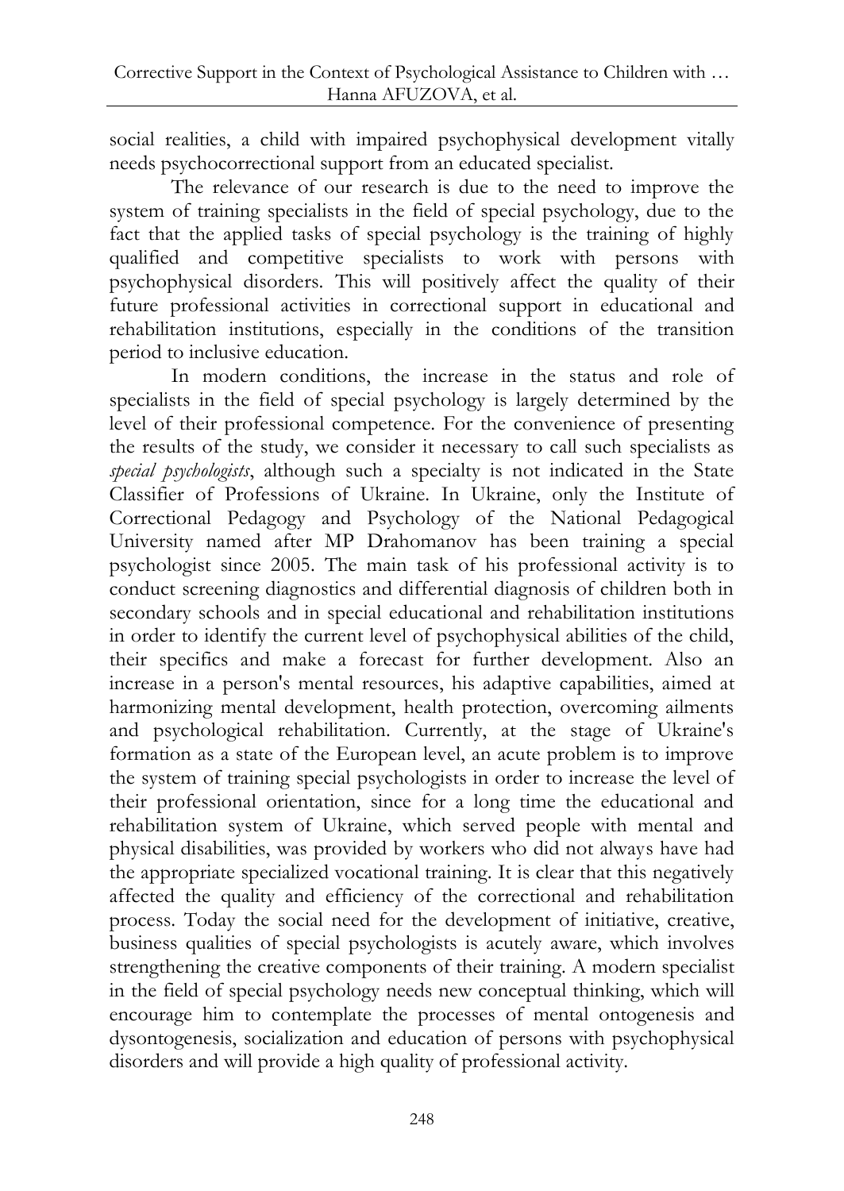social realities, a child with impaired psychophysical development vitally needs psychocorrectional support from an educated specialist.

The relevance of our research is due to the need to improve the system of training specialists in the field of special psychology, due to the fact that the applied tasks of special psychology is the training of highly qualified and competitive specialists to work with persons with psychophysical disorders. This will positively affect the quality of their future professional activities in correctional support in educational and rehabilitation institutions, especially in the conditions of the transition period to inclusive education.

In modern conditions, the increase in the status and role of specialists in the field of special psychology is largely determined by the level of their professional competence. For the convenience of presenting the results of the study, we consider it necessary to call such specialists as *special psychologists*, although such a specialty is not indicated in the State Classifier of Professions of Ukraine. In Ukraine, only the Institute of Correctional Pedagogy and Psychology of the National Pedagogical University named after MP Drahomanov has been training a special psychologist since 2005. The main task of his professional activity is to conduct screening diagnostics and differential diagnosis of children both in secondary schools and in special educational and rehabilitation institutions in order to identify the current level of psychophysical abilities of the child, their specifics and make a forecast for further development. Also an increase in a person's mental resources, his adaptive capabilities, aimed at harmonizing mental development, health protection, overcoming ailments and psychological rehabilitation. Currently, at the stage of Ukraine's formation as a state of the European level, an acute problem is to improve the system of training special psychologists in order to increase the level of their professional orientation, since for a long time the educational and rehabilitation system of Ukraine, which served people with mental and physical disabilities, was provided by workers who did not always have had the appropriate specialized vocational training. It is clear that this negatively affected the quality and efficiency of the correctional and rehabilitation process. Today the social need for the development of initiative, creative, business qualities of special psychologists is acutely aware, which involves strengthening the creative components of their training. A modern specialist in the field of special psychology needs new conceptual thinking, which will encourage him to contemplate the processes of mental ontogenesis and dysontogenesis, socialization and education of persons with psychophysical disorders and will provide a high quality of professional activity.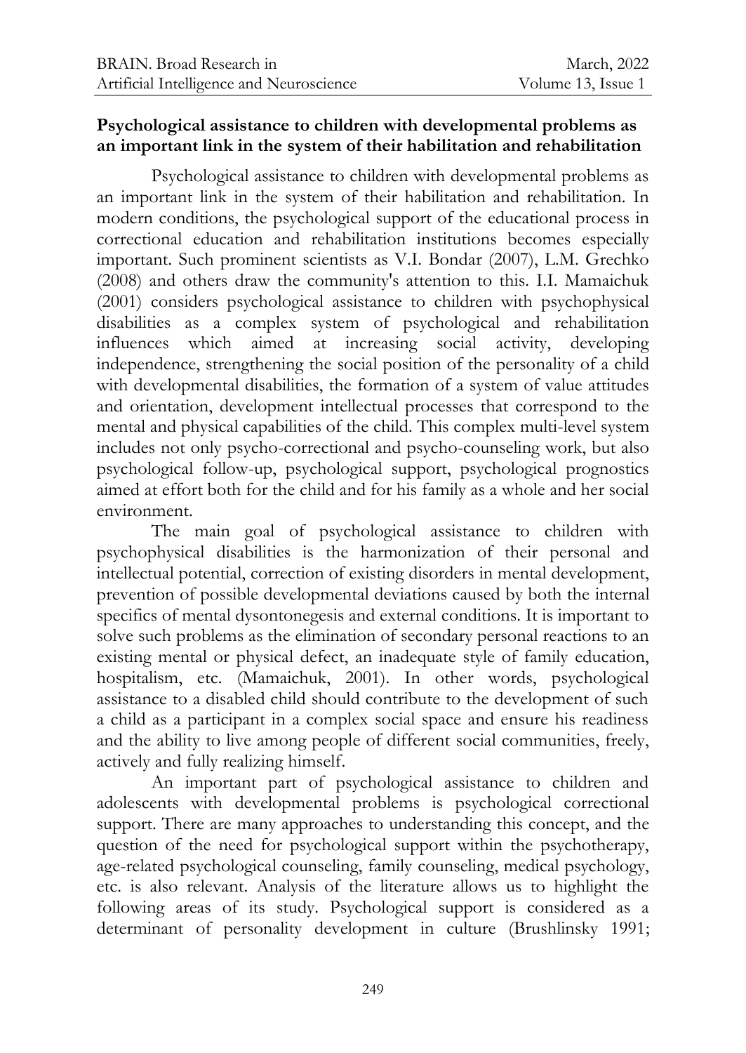**Psychological assistance to children with developmental problems as an important link in the system of their habilitation and rehabilitation**

Psychological assistance to children with developmental problems as an important link in the system of their habilitation and rehabilitation. In modern conditions, the psychological support of the educational process in correctional education and rehabilitation institutions becomes especially important. Such prominent scientists as V.I. Bondar (2007), L.M. Grechko (2008) and others draw the community's attention to this. I.I. Mamaichuk (2001) considers psychological assistance to children with psychophysical disabilities as a complex system of psychological and rehabilitation influences which aimed at increasing social activity, developing independence, strengthening the social position of the personality of a child with developmental disabilities, the formation of a system of value attitudes and orientation, development intellectual processes that correspond to the mental and physical capabilities of the child. This complex multi-level system includes not only psycho-correctional and psycho-counseling work, but also psychological follow-up, psychological support, psychological prognostics aimed at effort both for the child and for his family as a whole and her social environment.

The main goal of psychological assistance to children with psychophysical disabilities is the harmonization of their personal and intellectual potential, correction of existing disorders in mental development, prevention of possible developmental deviations caused by both the internal specifics of mental dysontonegesis and external conditions. It is important to solve such problems as the elimination of secondary personal reactions to an existing mental or physical defect, an inadequate style of family education, hospitalism, etc. (Mamaichuk, 2001). In other words, psychological assistance to a disabled child should contribute to the development of such a child as a participant in a complex social space and ensure his readiness and the ability to live among people of different social communities, freely, actively and fully realizing himself.

An important part of psychological assistance to children and adolescents with developmental problems is psychological correctional support. There are many approaches to understanding this concept, and the question of the need for psychological support within the psychotherapy, age-related psychological counseling, family counseling, medical psychology, etc. is also relevant. Analysis of the literature allows us to highlight the following areas of its study. Psychological support is considered as a determinant of personality development in culture (Brushlinsky 1991;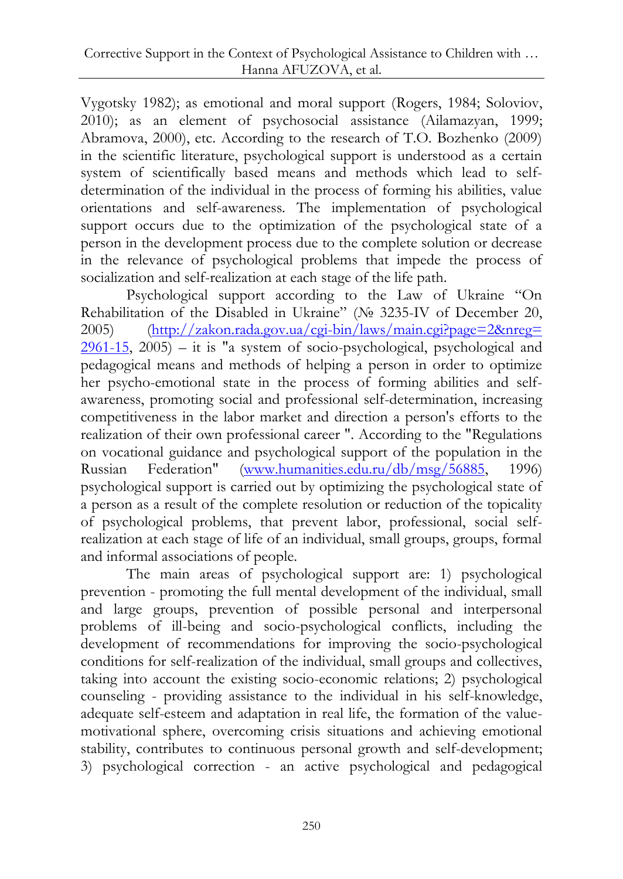Vygotsky 1982); as emotional and moral support (Rogers, 1984; Soloviov, 2010); as an element of psychosocial assistance (Ailamazyan, 1999; Abramova, 2000), etc. According to the research of T.O. Bozhenko (2009) in the scientific literature, psychological support is understood as a certain system of scientifically based means and methods which lead to self-determination of the individual in the process of forming his abilities, value orientations and self-awareness. The implementation of psychological support occurs due to the optimization of the psychological state of a person in the development process due to the complete solution or decrease in the relevance of psychological problems that impede the process of socialization and self-realization at each stage of the life path.

Psychological support according to the Law of Ukraine "On Rehabilitation of the Disabled in Ukraine" (№ 3235-IV of December 20, 2005) (http://zakon.rada.gov.ua/cgi-bin/laws/main.cgi?page=2&nreg=2961-15, 2005) – it is "a system of socio-psychological, psychological and pedagogical means and methods of helping a person in order to optimize her psycho-emotional state in the process of forming abilities and self-awareness, promoting social and professional self-determination, increasing competitiveness in the labor market and direction a person's efforts to the realization of their own professional career ". According to the "Regulations on vocational guidance and psychological support of the population in the Russian Federation" (www.humanities.edu.ru/db/msg/56885, 1996) psychological support is carried out by optimizing the psychological state of a person as a result of the complete resolution or reduction of the topicality of psychological problems, that prevent labor, professional, social self-realization at each stage of life of an individual, small groups, groups, formal and informal associations of people.

The main areas of psychological support are: 1) psychological prevention - promoting the full mental development of the individual, small and large groups, prevention of possible personal and interpersonal problems of ill-being and socio-psychological conflicts, including the development of recommendations for improving the socio-psychological conditions for self-realization of the individual, small groups and collectives, taking into account the existing socio-economic relations; 2) psychological counseling - providing assistance to the individual in his self-knowledge, adequate self-esteem and adaptation in real life, the formation of the value-motivational sphere, overcoming crisis situations and achieving emotional stability, contributes to continuous personal growth and self-development; 3) psychological correction - an active psychological and pedagogical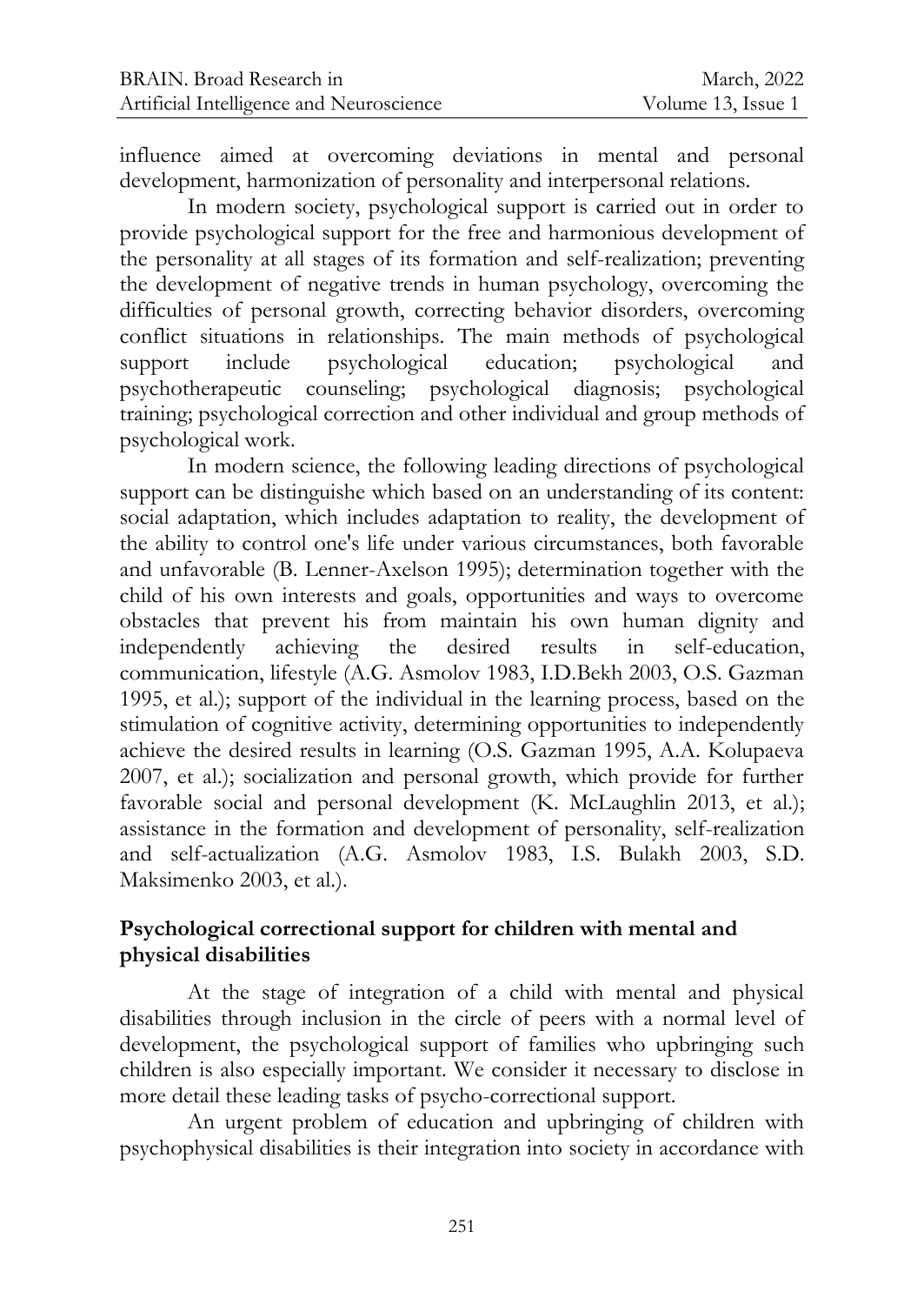influence aimed at overcoming deviations in mental and personal development, harmonization of personality and interpersonal relations.

In modern society, psychological support is carried out in order to provide psychological support for the free and harmonious development of the personality at all stages of its formation and self-realization; preventing the development of negative trends in human psychology, overcoming the difficulties of personal growth, correcting behavior disorders, overcoming conflict situations in relationships. The main methods of psychological support include psychological education; psychological and psychotherapeutic counseling; psychological diagnosis; psychological training; psychological correction and other individual and group methods of psychological work.

In modern science, the following leading directions of psychological support can be distinguishe which based on an understanding of its content: social adaptation, which includes adaptation to reality, the development of the ability to control one's life under various circumstances, both favorable and unfavorable (B. Lenner-Axelson 1995); determination together with the child of his own interests and goals, opportunities and ways to overcome obstacles that prevent his from maintain his own human dignity and independently achieving the desired results in self-education, communication, lifestyle (A.G. Asmolov 1983, I.D.Bekh 2003, O.S. Gazman 1995, et al.); support of the individual in the learning process, based on the stimulation of cognitive activity, determining opportunities to independently achieve the desired results in learning (O.S. Gazman 1995, A.A. Kolupaeva 2007, et al.); socialization and personal growth, which provide for further favorable social and personal development (K. McLaughlin 2013, et al.); assistance in the formation and development of personality, self-realization and self-actualization (A.G. Asmolov 1983, I.S. Bulakh 2003, S.D. Maksimenko 2003, et al.).

## Psychological correctional support for children with mental and physical disabilities

At the stage of integration of a child with mental and physical disabilities through inclusion in the circle of peers with a normal level of development, the psychological support of families who upbringing such children is also especially important. We consider it necessary to disclose in more detail these leading tasks of psycho-correctional support.

An urgent problem of education and upbringing of children with psychophysical disabilities is their integration into society in accordance with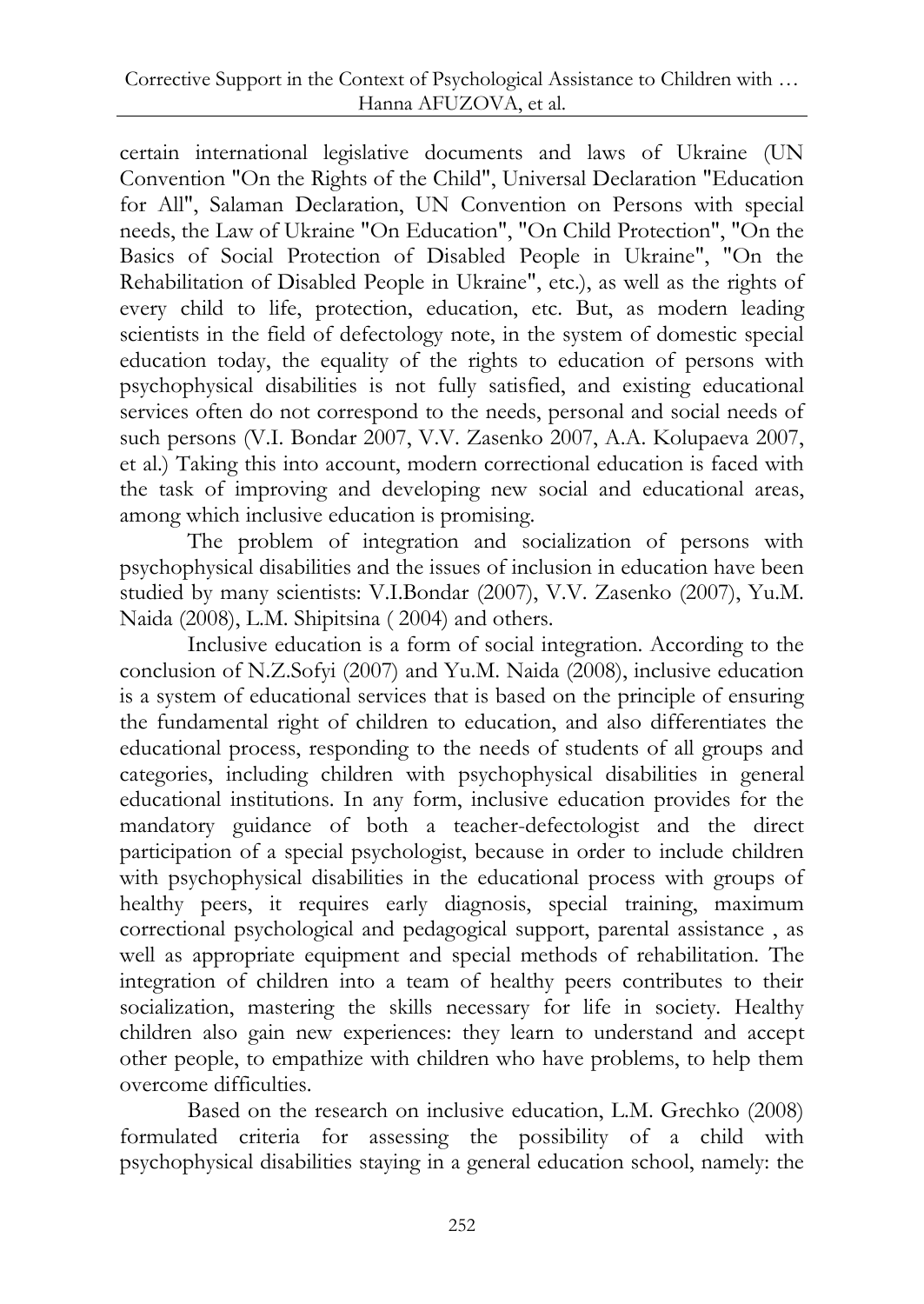certain international legislative documents and laws of Ukraine (UN Convention "On the Rights of the Child", Universal Declaration "Education for All", Salaman Declaration, UN Convention on Persons with special needs, the Law of Ukraine "On Education", "On Child Protection", "On the Basics of Social Protection of Disabled People in Ukraine", "On the Rehabilitation of Disabled People in Ukraine", etc.), as well as the rights of every child to life, protection, education, etc. But, as modern leading scientists in the field of defectology note, in the system of domestic special education today, the equality of the rights to education of persons with psychophysical disabilities is not fully satisfied, and existing educational services often do not correspond to the needs, personal and social needs of such persons (V.I. Bondar 2007, V.V. Zasenko 2007, A.A. Kolupaeva 2007, et al.) Taking this into account, modern correctional education is faced with the task of improving and developing new social and educational areas, among which inclusive education is promising.

The problem of integration and socialization of persons with psychophysical disabilities and the issues of inclusion in education have been studied by many scientists: V.I.Bondar (2007), V.V. Zasenko (2007), Yu.M. Naida (2008), L.M. Shipitsina ( 2004) and others.

Inclusive education is a form of social integration. According to the conclusion of N.Z.Sofyi (2007) and Yu.M. Naida (2008), inclusive education is a system of educational services that is based on the principle of ensuring the fundamental right of children to education, and also differentiates the educational process, responding to the needs of students of all groups and categories, including children with psychophysical disabilities in general educational institutions. In any form, inclusive education provides for the mandatory guidance of both a teacher-defectologist and the direct participation of a special psychologist, because in order to include children with psychophysical disabilities in the educational process with groups of healthy peers, it requires early diagnosis, special training, maximum correctional psychological and pedagogical support, parental assistance , as well as appropriate equipment and special methods of rehabilitation. The integration of children into a team of healthy peers contributes to their socialization, mastering the skills necessary for life in society. Healthy children also gain new experiences: they learn to understand and accept other people, to empathize with children who have problems, to help them overcome difficulties.

Based on the research on inclusive education, L.M. Grechko (2008) formulated criteria for assessing the possibility of a child with psychophysical disabilities staying in a general education school, namely: the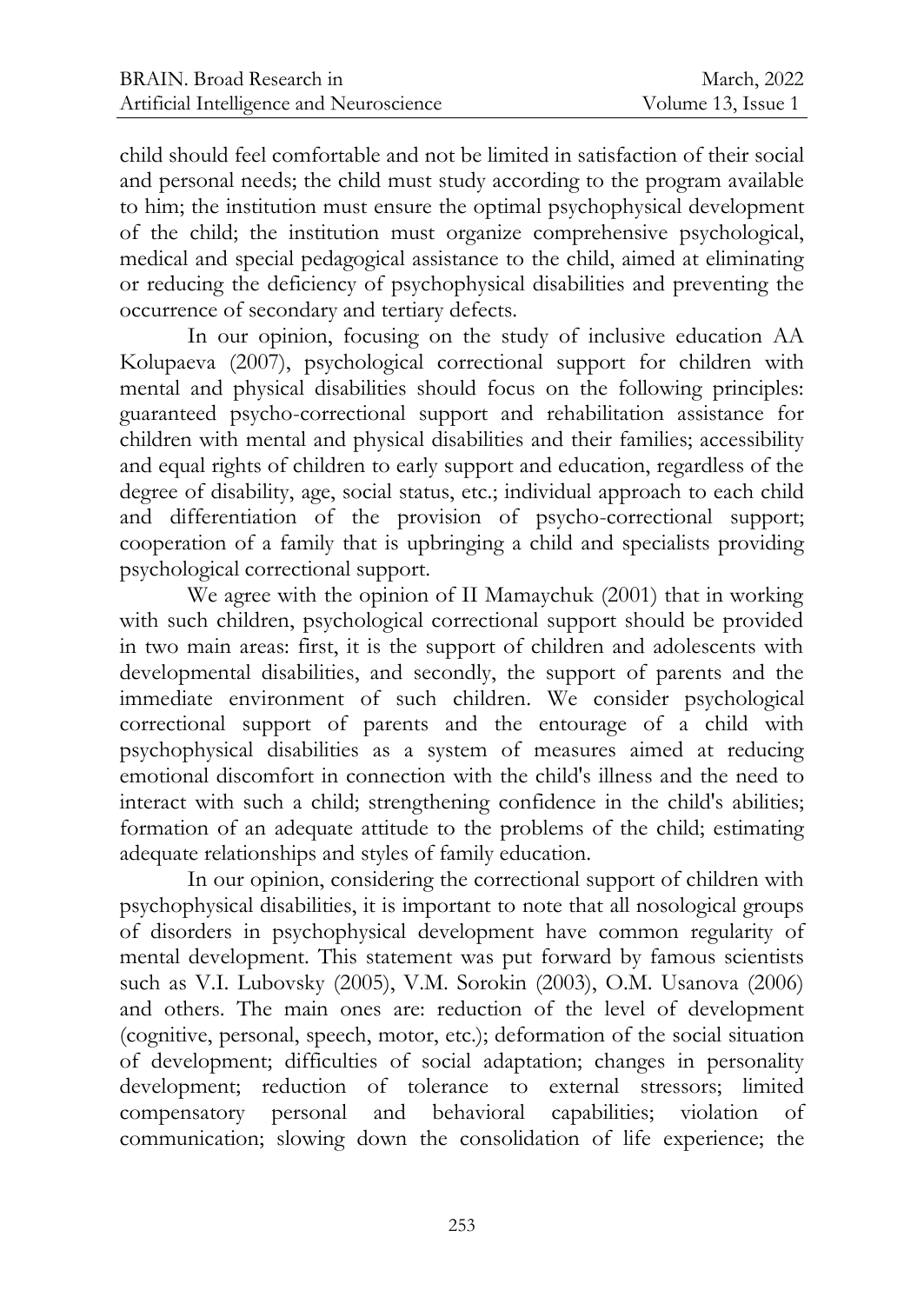child should feel comfortable and not be limited in satisfaction of their social and personal needs; the child must study according to the program available to him; the institution must ensure the optimal psychophysical development of the child; the institution must organize comprehensive psychological, medical and special pedagogical assistance to the child, aimed at eliminating or reducing the deficiency of psychophysical disabilities and preventing the occurrence of secondary and tertiary defects.

In our opinion, focusing on the study of inclusive education AA Kolupaeva (2007), psychological correctional support for children with mental and physical disabilities should focus on the following principles: guaranteed psycho-correctional support and rehabilitation assistance for children with mental and physical disabilities and their families; accessibility and equal rights of children to early support and education, regardless of the degree of disability, age, social status, etc.; individual approach to each child and differentiation of the provision of psycho-correctional support; cooperation of a family that is upbringing a child and specialists providing psychological correctional support.

We agree with the opinion of II Mamaychuk (2001) that in working with such children, psychological correctional support should be provided in two main areas: first, it is the support of children and adolescents with developmental disabilities, and secondly, the support of parents and the immediate environment of such children. We consider psychological correctional support of parents and the entourage of a child with psychophysical disabilities as a system of measures aimed at reducing emotional discomfort in connection with the child's illness and the need to interact with such a child; strengthening confidence in the child's abilities; formation of an adequate attitude to the problems of the child; estimating adequate relationships and styles of family education.

In our opinion, considering the correctional support of children with psychophysical disabilities, it is important to note that all nosological groups of disorders in psychophysical development have common regularity of mental development. This statement was put forward by famous scientists such as V.I. Lubovsky (2005), V.M. Sorokin (2003), O.M. Usanova (2006) and others. The main ones are: reduction of the level of development (cognitive, personal, speech, motor, etc.); deformation of the social situation of development; difficulties of social adaptation; changes in personality development; reduction of tolerance to external stressors; limited compensatory personal and behavioral capabilities; violation of communication; slowing down the consolidation of life experience; the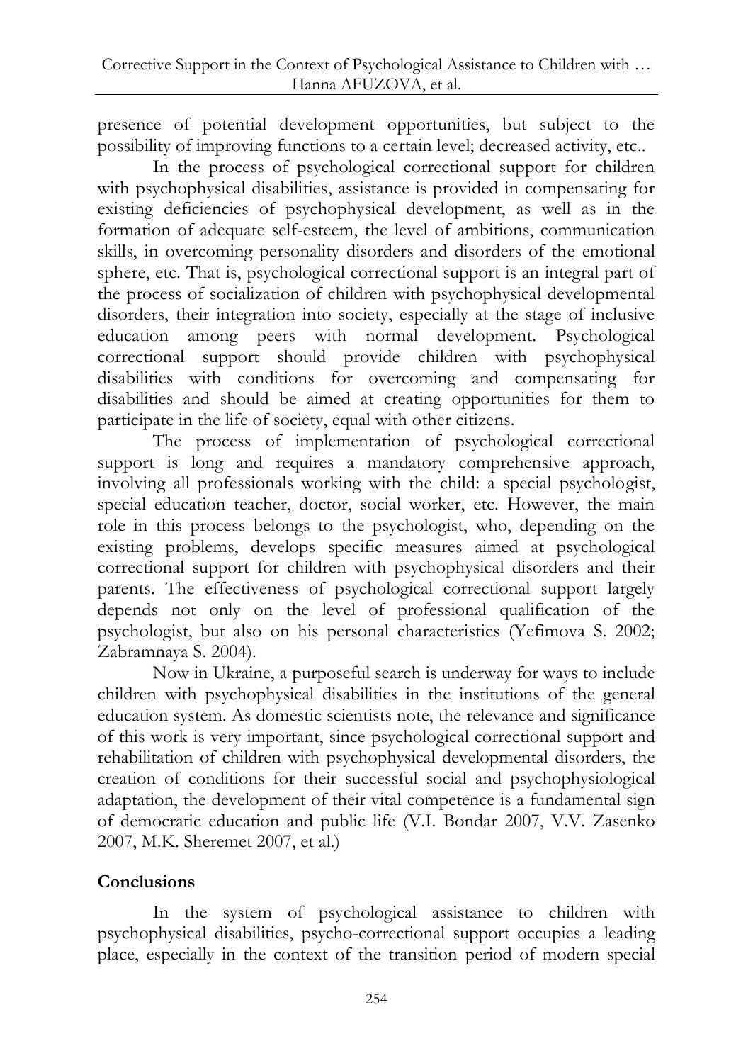presence of potential development opportunities, but subject to the possibility of improving functions to a certain level; decreased activity, etc..

In the process of psychological correctional support for children with psychophysical disabilities, assistance is provided in compensating for existing deficiencies of psychophysical development, as well as in the formation of adequate self-esteem, the level of ambitions, communication skills, in overcoming personality disorders and disorders of the emotional sphere, etc. That is, psychological correctional support is an integral part of the process of socialization of children with psychophysical developmental disorders, their integration into society, especially at the stage of inclusive education among peers with normal development. Psychological correctional support should provide children with psychophysical disabilities with conditions for overcoming and compensating for disabilities and should be aimed at creating opportunities for them to participate in the life of society, equal with other citizens.

The process of implementation of psychological correctional support is long and requires a mandatory comprehensive approach, involving all professionals working with the child: a special psychologist, special education teacher, doctor, social worker, etc. However, the main role in this process belongs to the psychologist, who, depending on the existing problems, develops specific measures aimed at psychological correctional support for children with psychophysical disorders and their parents. The effectiveness of psychological correctional support largely depends not only on the level of professional qualification of the psychologist, but also on his personal characteristics (Yefimova S. 2002; Zabramnaya S. 2004).

Now in Ukraine, a purposeful search is underway for ways to include children with psychophysical disabilities in the institutions of the general education system. As domestic scientists note, the relevance and significance of this work is very important, since psychological correctional support and rehabilitation of children with psychophysical developmental disorders, the creation of conditions for their successful social and psychophysiological adaptation, the development of their vital competence is a fundamental sign of democratic education and public life (V.I. Bondar 2007, V.V. Zasenko 2007, M.K. Sheremet 2007, et al.)

## Conclusions

In the system of psychological assistance to children with psychophysical disabilities, psycho-correctional support occupies a leading place, especially in the context of the transition period of modern special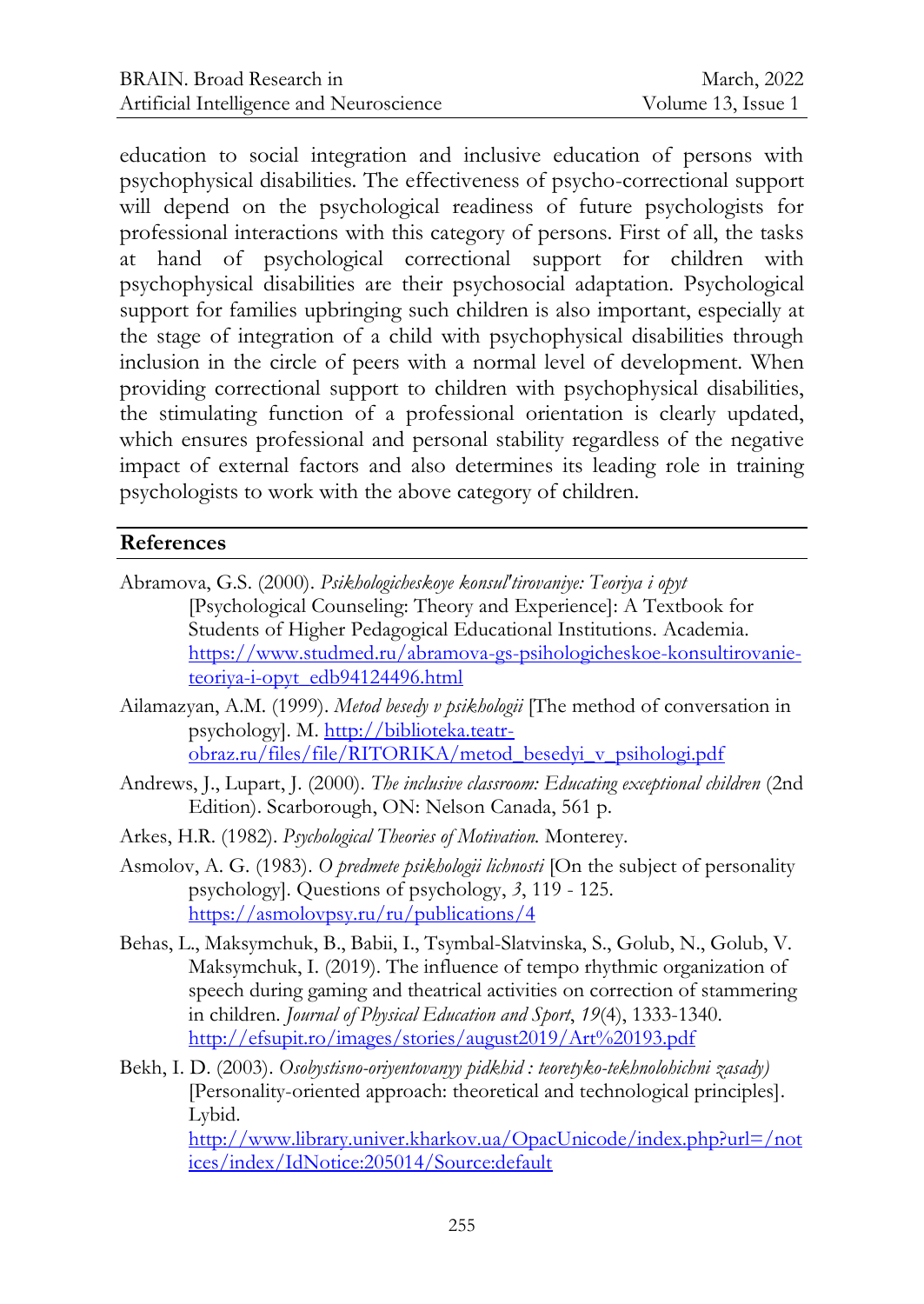education to social integration and inclusive education of persons with psychophysical disabilities. The effectiveness of psycho-correctional support will depend on the psychological readiness of future psychologists for professional interactions with this category of persons. First of all, the tasks at hand of psychological correctional support for children with psychophysical disabilities are their psychosocial adaptation. Psychological support for families upbringing such children is also important, especially at the stage of integration of a child with psychophysical disabilities through inclusion in the circle of peers with a normal level of development. When providing correctional support to children with psychophysical disabilities, the stimulating function of a professional orientation is clearly updated, which ensures professional and personal stability regardless of the negative impact of external factors and also determines its leading role in training psychologists to work with the above category of children.

## References

Abramova, G.S. (2000). *Psikhologicheskoye konsul'tirovaniye: Teoriya i opyt* [Psychological Counseling: Theory and Experience]: A Textbook for Students of Higher Pedagogical Educational Institutions. Academia. https://www.studmed.ru/abramova-gs-psihologicheskoe-konsultirovanie-teoriya-i-opyt_edb94124496.html

Ailamazyan, A.M. (1999). *Metod besedy v psikhologii* [The method of conversation in psychology]. M. http://biblioteka.teatr-obraz.ru/files/file/RITORIKA/metod_besedyi_v_psihologi.pdf

Andrews, J., Lupart, J. (2000). *The inclusive classroom: Educating exceptional children* (2nd Edition). Scarborough, ON: Nelson Canada, 561 p.

Arkes, H.R. (1982). *Psychological Theories of Motivation.* Monterey.

Asmolov, A. G. (1983). *O predmete psikhologii lichnosti* [On the subject of personality psychology]. Questions of psychology, *3*, 119 - 125. https://asmolovpsy.ru/ru/publications/4

Behas, L., Maksymchuk, B., Babii, I., Tsymbal-Slatvinska, S., Golub, N., Golub, V. Maksymchuk, I. (2019). The influence of tempo rhythmic organization of speech during gaming and theatrical activities on correction of stammering in children. *Journal of Physical Education and Sport*, *19*(4), 1333-1340. http://efsupit.ro/images/stories/august2019/Art%20193.pdf

Bekh, I. D. (2003). *Osobystisno-oriyentovanyy pidkhid : teoretyko-tekhnolohichni zasady)* [Personality-oriented approach: theoretical and technological principles]. Lybid. http://www.library.univer.kharkov.ua/OpacUnicode/index.php?url=/notices/index/IdNotice:205014/Source:default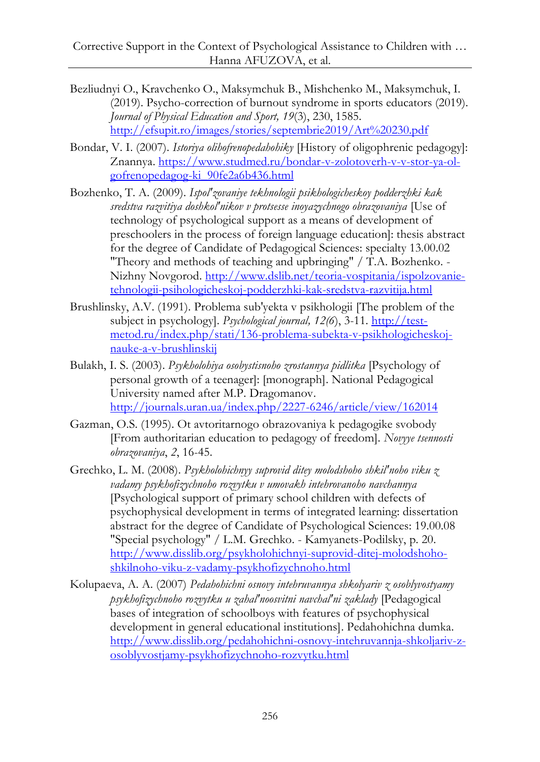Bezliudnyi O., Kravchenko O., Maksymchuk B., Mishchenko M., Maksymchuk, I. (2019). Psycho-correction of burnout syndrome in sports educators (2019). *Journal of Physical Education and Sport, 19*(3), 230, 1585. http://efsupit.ro/images/stories/septembrie2019/Art%20230.pdf

Bondar, V. I. (2007). *Istoriya olihofrenopedahohiky* [History of oligophrenic pedagogy]: Znannya. https://www.studmed.ru/bondar-v-zolotoverh-v-v-stor-ya-ol-gofrenopedagog-ki_90fe2a6b436.html

Bozhenko, T. A. (2009). *Ispol'zovaniye tekhnologii psikhologicheskoy podderzhki kak sredstva razvitiya doshkol'nikov v protsesse inoyazychnogo obrazovaniya* [Use of technology of psychological support as a means of development of preschoolers in the process of foreign language education]: thesis abstract for the degree of Candidate of Pedagogical Sciences: specialty 13.00.02 "Theory and methods of teaching and upbringing" / T.A. Bozhenko. - Nizhny Novgorod. http://www.dslib.net/teoria-vospitania/ispolzovanie-tehnologii-psihologicheskoj-podderzhki-kak-sredstva-razvitija.html

Brushlinsky, A.V. (1991). Problema sub'yekta v psikhologii [The problem of the subject in psychology]. *Psychological journal, 12(6)*, 3-11. http://test-metod.ru/index.php/stati/136-problema-subekta-v-psikhologicheskoj-nauke-a-v-brushlinskij

Bulakh, I. S. (2003). *Psykholohiya osobystisnoho zrostannya pidlitka* [Psychology of personal growth of a teenager]: [monograph]. National Pedagogical University named after M.P. Dragomanov. http://journals.uran.ua/index.php/2227-6246/article/view/162014

Gazman, O.S. (1995). Ot avtoritarnogo obrazovaniya k pedagogike svobody [From authoritarian education to pedagogy of freedom]. *Novyye tsennosti obrazovaniya*, *2*, 16-45.

Grechko, L. M. (2008). *Psykholohichnyy suprovid ditey molodshoho shkil'noho viku z vadamy psykhofizychnoho rozvytku v umovakh intehrovanoho navchannya* [Psychological support of primary school children with defects of psychophysical development in terms of integrated learning: dissertation abstract for the degree of Candidate of Psychological Sciences: 19.00.08 "Special psychology" / L.M. Grechko. - Kamyanets-Podilsky, p. 20. http://www.disslib.org/psykholohichnyi-suprovid-ditej-molodshoho-shkilnoho-viku-z-vadamy-psykhofizychnoho.html

Kolupaeva, A. A. (2007) *Pedahohichni osnovy intehruvannya shkolyariv z osoblyvostyamy psykhofizychnoho rozvytku u zahal'noosvitni navchal'ni zaklady* [Pedagogical bases of integration of schoolboys with features of psychophysical development in general educational institutions]. Pedahohichna dumka. http://www.disslib.org/pedahohichni-osnovy-intehruvannja-shkoljariv-z-osoblyvostjamy-psykhofizychnoho-rozvytku.html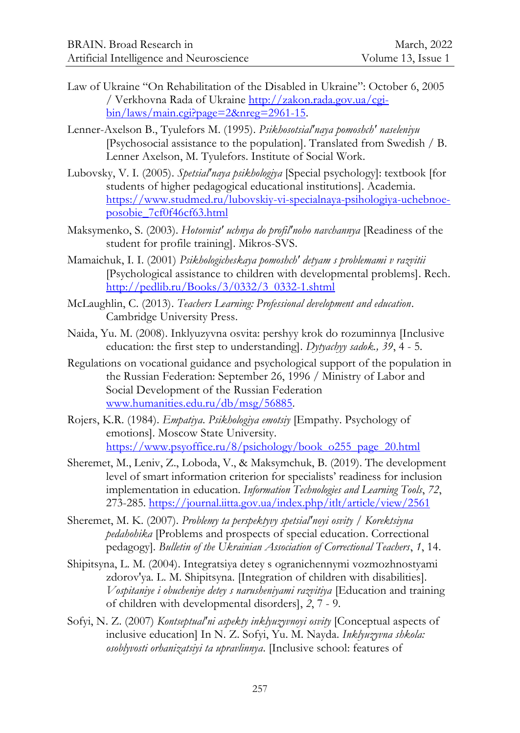Law of Ukraine "On Rehabilitation of the Disabled in Ukraine": October 6, 2005 / Verkhovna Rada of Ukraine http://zakon.rada.gov.ua/cgi-bin/laws/main.cgi?page=2&nreg=2961-15.

Lenner-Axelson B., Tyulefors M. (1995). *Psikhosotsial'naya pomoshch' naseleniyu* [Psychosocial assistance to the population]. Translated from Swedish / B. Lenner Axelson, M. Tyulefors. Institute of Social Work.

Lubovsky, V. I. (2005). *Spetsial'naya psikhologiya* [Special psychology]: textbook [for students of higher pedagogical educational institutions]. Academia. https://www.studmed.ru/lubovskiy-vi-specialnaya-psihologiya-uchebnoe-posobie_7cf0f46cf63.html

Maksymenko, S. (2003). *Hotovnist' uchnya do profil'noho navchannya* [Readiness of the student for profile training]. Mikros-SVS.

Mamaichuk, I. I. (2001) *Psikhologicheskaya pomoshch' detyam s problemami v razvitii* [Psychological assistance to children with developmental problems]. Rech. http://pedlib.ru/Books/3/0332/3_0332-1.shtml

McLaughlin, C. (2013). *Teachers Learning: Professional development and education*. Cambridge University Press.

Naida, Yu. M. (2008). Inklyuzyvna osvita: pershyy krok do rozuminnya [Inclusive education: the first step to understanding]. *Dytyachyy sadok., 39*, 4 - 5.

Regulations on vocational guidance and psychological support of the population in the Russian Federation: September 26, 1996 / Ministry of Labor and Social Development of the Russian Federation www.humanities.edu.ru/db/msg/56885.

Rojers, K.R. (1984). *Empatiya. Psikhologiya emotsiy* [Empathy. Psychology of emotions]. Moscow State University. https://www.psyoffice.ru/8/psichology/book_o255_page_20.html

Sheremet, M., Leniv, Z., Loboda, V., & Maksymchuk, B. (2019). The development level of smart information criterion for specialists' readiness for inclusion implementation in education. *Information Technologies and Learning Tools*, *72*, 273-285. https://journal.iitta.gov.ua/index.php/itlt/article/view/2561

Sheremet, M. K. (2007). *Problemy ta perspektyvy spetsial'noyi osvity / Korektsiyna pedahohika* [Problems and prospects of special education. Correctional pedagogy]. *Bulletin of the Ukrainian Association of Correctional Teachers*, *1*, 14.

Shipitsyna, L. M. (2004). Integratsiya detey s ogranichennymi vozmozhnostyami zdorov'ya. L. M. Shipitsyna. [Integration of children with disabilities]. *Vospitaniye i obucheniye detey s narusheniyami razvitiya* [Education and training of children with developmental disorders], *2*, 7 - 9.

Sofyi, N. Z. (2007) *Kontseptual'ni aspekty inklyuzyvnoyi osvity* [Conceptual aspects of inclusive education] In N. Z. Sofyi, Yu. M. Nayda. *Inklyuzyvna shkola: osoblyvosti orhanizatsiyi ta upravlinnya.* [Inclusive school: features of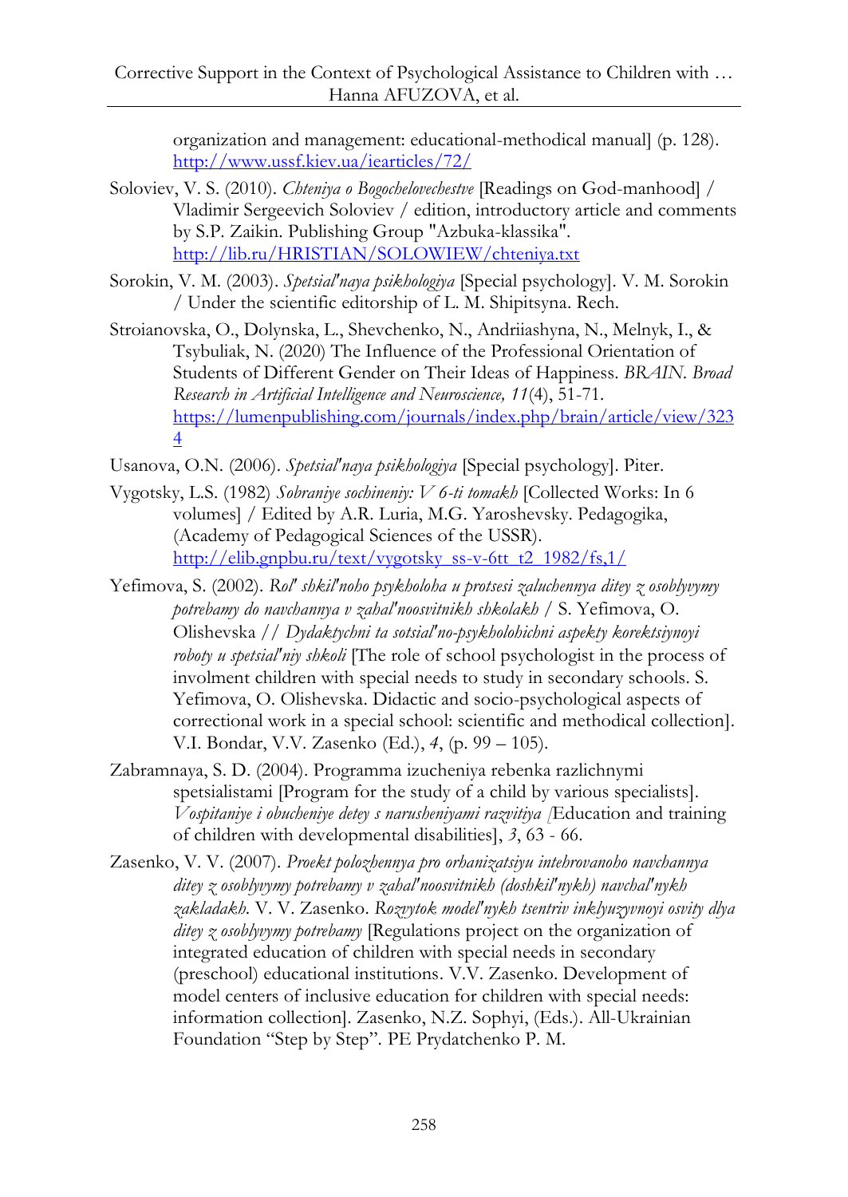organization and management: educational-methodical manual] (p. 128). http://www.ussf.kiev.ua/iearticles/72/

Soloviev, V. S. (2010). *Chteniya o Bogochelovechestve* [Readings on God-manhood] / Vladimir Sergeevich Soloviev / edition, introductory article and comments by S.P. Zaikin. Publishing Group "Azbuka-klassika". http://lib.ru/HRISTIAN/SOLOWIEW/chteniya.txt

Sorokin, V. M. (2003). *Spetsial'naya psikhologiya* [Special psychology]. V. M. Sorokin / Under the scientific editorship of L. M. Shipitsyna. Rech.

Stroianovska, O., Dolynska, L., Shevchenko, N., Andriiashyna, N., Melnyk, I., & Tsybuliak, N. (2020) The Influence of the Professional Orientation of Students of Different Gender on Their Ideas of Happiness. *BRAIN. Broad Research in Artificial Intelligence and Neuroscience, 11*(4), 51-71. https://lumenpublishing.com/journals/index.php/brain/article/view/3234

Usanova, O.N. (2006). *Spetsial'naya psikhologiya* [Special psychology]. Piter.

Vygotsky, L.S. (1982) *Sobraniye sochineniy: V 6-ti tomakh* [Collected Works: In 6 volumes] / Edited by A.R. Luria, M.G. Yaroshevsky. Pedagogika, (Academy of Pedagogical Sciences of the USSR). http://elib.gnpbu.ru/text/vygotsky_ss-v-6tt_t2_1982/fs,1/

Yefimova, S. (2002). *Rol' shkil'noho psykholoha u protsesi zaluchennya ditey z osoblyvymy potrebamy do navchannya v zahal'noosvitnikh shkolakh* / S. Yefimova, O. Olishevska // *Dydaktychni ta sotsial'no-psykholohichni aspekty korektsiynoyi roboty u spetsial'niy shkoli* [The role of school psychologist in the process of involment children with special needs to study in secondary schools. S. Yefimova, O. Olishevska. Didactic and socio-psychological aspects of correctional work in a special school: scientific and methodical collection]. V.I. Bondar, V.V. Zasenko (Ed.), *4*, (p. 99 – 105).

Zabramnaya, S. D. (2004). Programma izucheniya rebenka razlichnymi spetsialistami [Program for the study of a child by various specialists]. *Vospitaniye i obucheniye detey s narusheniyami razvitiya* [Education and training of children with developmental disabilities], *3*, 63 - 66.

Zasenko, V. V. (2007). *Proekt polozhennya pro orhanizatsiyu intehrovanoho navchannya ditey z osoblyvymy potrebamy v zahal'noosvitnikh (doshkil'nykh) navchal'nykh zakladakh.* V. V. Zasenko. *Rozvytok model'nykh tsentriv inklyuzyvnoyi osvity dlya ditey z osoblyvymy potrebamy* [Regulations project on the organization of integrated education of children with special needs in secondary (preschool) educational institutions. V.V. Zasenko. Development of model centers of inclusive education for children with special needs: information collection]. Zasenko, N.Z. Sophyi, (Eds.). All-Ukrainian Foundation "Step by Step". PE Prydatchenko P. M.